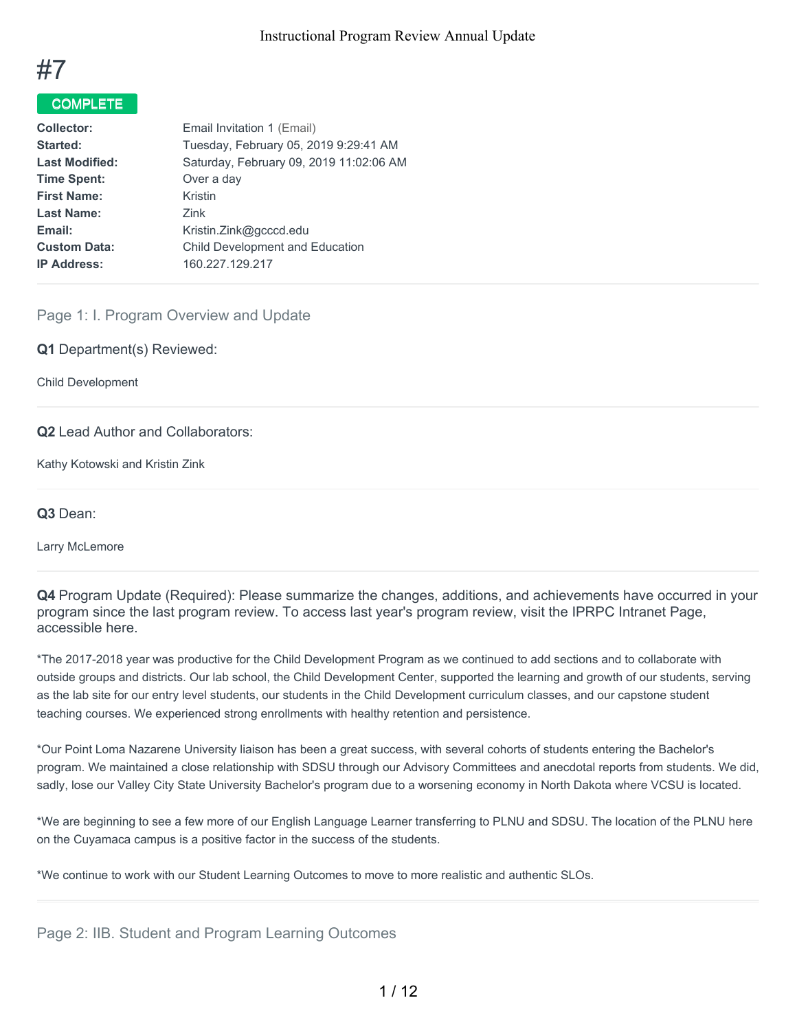# #7

**COMPLETE**

| | |
|---|---|
| **Collector:** | Email Invitation 1 (Email) |
| **Started:** | Tuesday, February 05, 2019 9:29:41 AM |
| **Last Modified:** | Saturday, February 09, 2019 11:02:06 AM |
| **Time Spent:** | Over a day |
| **First Name:** | Kristin |
| **Last Name:** | Zink |
| **Email:** | Kristin.Zink@gcccd.edu |
| **Custom Data:** | Child Development and Education |
| **IP Address:** | 160.227.129.217 |

## Page 1: I. Program Overview and Update

**Q1** Department(s) Reviewed:

Child Development

**Q2** Lead Author and Collaborators:

Kathy Kotowski and Kristin Zink

**Q3** Dean:

Larry McLemore

**Q4** Program Update (Required): Please summarize the changes, additions, and achievements have occurred in your program since the last program review. To access last year's program review, visit the IPRPC Intranet Page, accessible here.

*The 2017-2018 year was productive for the Child Development Program as we continued to add sections and to collaborate with outside groups and districts. Our lab school, the Child Development Center, supported the learning and growth of our students, serving as the lab site for our entry level students, our students in the Child Development curriculum classes, and our capstone student teaching courses. We experienced strong enrollments with healthy retention and persistence.

*Our Point Loma Nazarene University liaison has been a great success, with several cohorts of students entering the Bachelor's program. We maintained a close relationship with SDSU through our Advisory Committees and anecdotal reports from students. We did, sadly, lose our Valley City State University Bachelor's program due to a worsening economy in North Dakota where VCSU is located.

*We are beginning to see a few more of our English Language Learner transferring to PLNU and SDSU. The location of the PLNU here on the Cuyamaca campus is a positive factor in the success of the students.

*We continue to work with our Student Learning Outcomes to move to more realistic and authentic SLOs.

## Page 2: IIB. Student and Program Learning Outcomes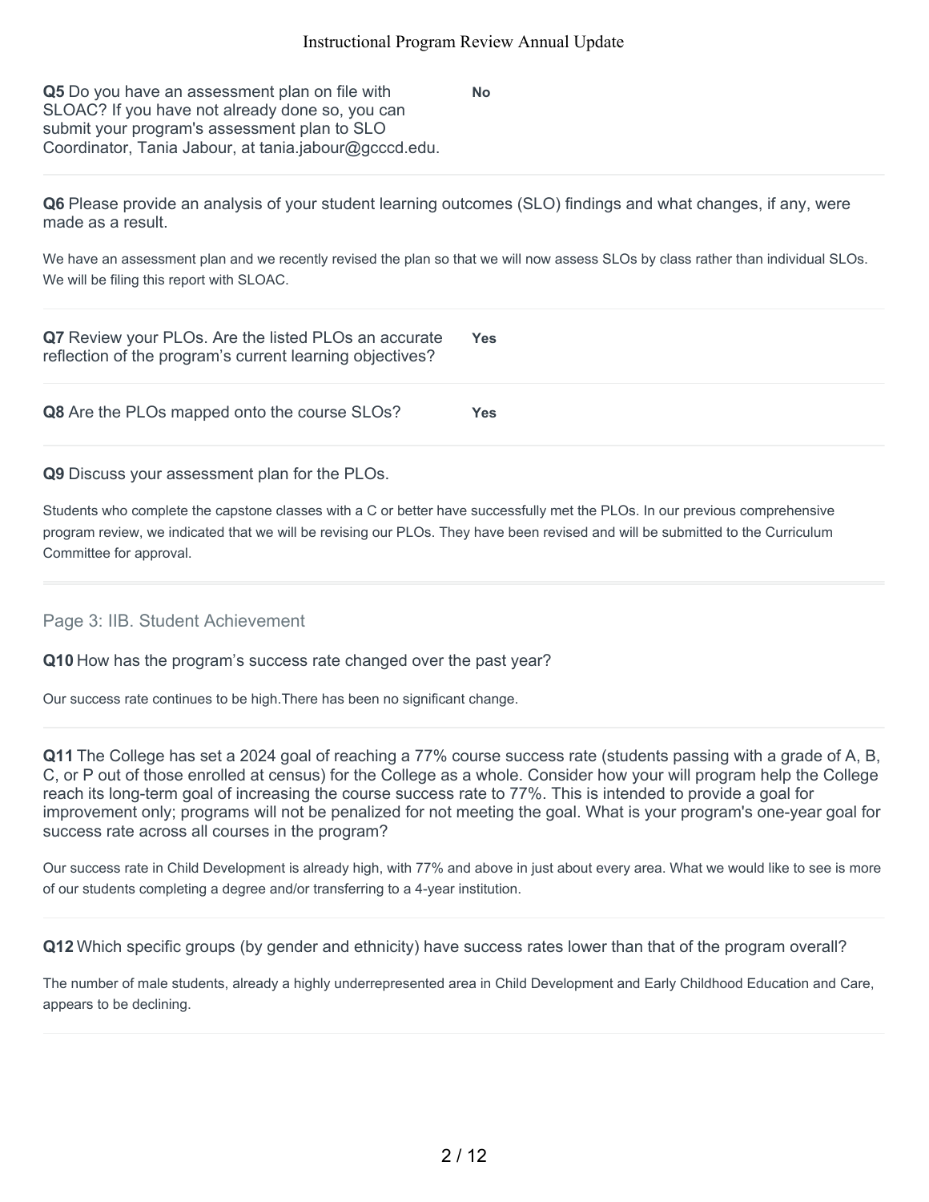**Q5** Do you have an assessment plan on file with SLOAC? If you have not already done so, you can submit your program's assessment plan to SLO Coordinator, Tania Jabour, at tania.jabour@gcccd.edu.

**No**

**Q6** Please provide an analysis of your student learning outcomes (SLO) findings and what changes, if any, were made as a result.

We have an assessment plan and we recently revised the plan so that we will now assess SLOs by class rather than individual SLOs. We will be filing this report with SLOAC.

**Q7** Review your PLOs. Are the listed PLOs an accurate reflection of the program's current learning objectives?

**Yes**

**Q8** Are the PLOs mapped onto the course SLOs?

**Yes**

**Q9** Discuss your assessment plan for the PLOs.

Students who complete the capstone classes with a C or better have successfully met the PLOs. In our previous comprehensive program review, we indicated that we will be revising our PLOs. They have been revised and will be submitted to the Curriculum Committee for approval.

## Page 3: IIB. Student Achievement

**Q10** How has the program's success rate changed over the past year?

Our success rate continues to be high.There has been no significant change.

**Q11** The College has set a 2024 goal of reaching a 77% course success rate (students passing with a grade of A, B, C, or P out of those enrolled at census) for the College as a whole. Consider how your will program help the College reach its long-term goal of increasing the course success rate to 77%. This is intended to provide a goal for improvement only; programs will not be penalized for not meeting the goal. What is your program's one-year goal for success rate across all courses in the program?

Our success rate in Child Development is already high, with 77% and above in just about every area. What we would like to see is more of our students completing a degree and/or transferring to a 4-year institution.

**Q12** Which specific groups (by gender and ethnicity) have success rates lower than that of the program overall?

The number of male students, already a highly underrepresented area in Child Development and Early Childhood Education and Care, appears to be declining.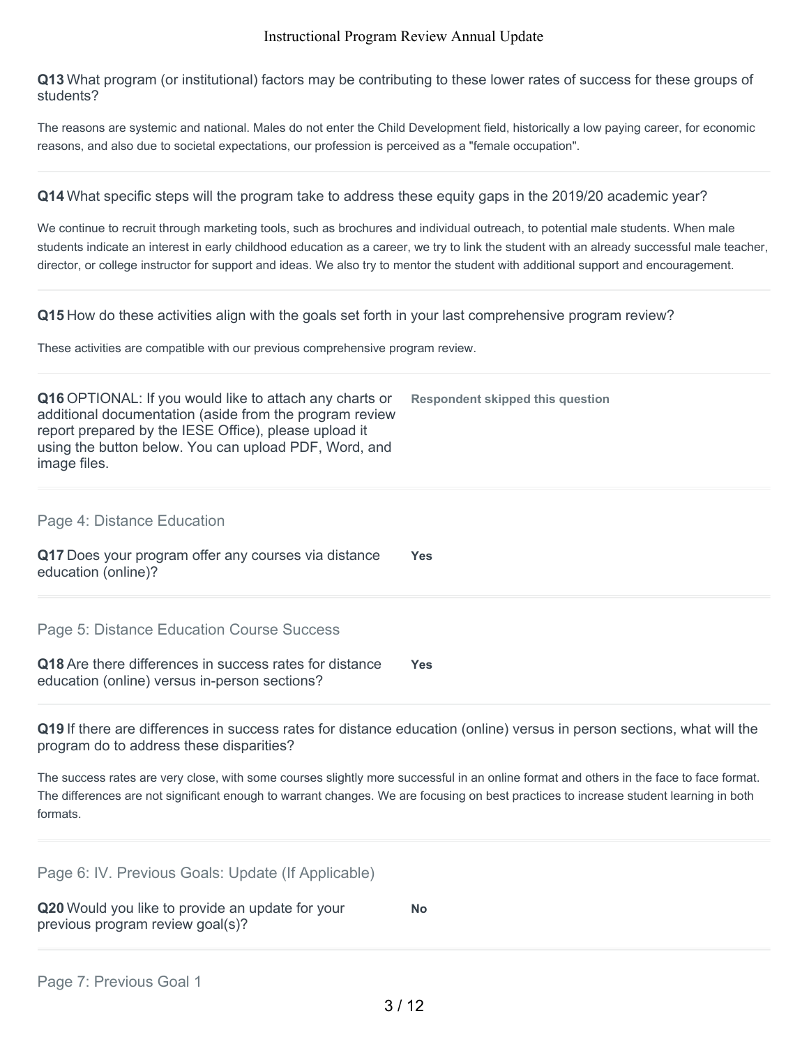**Q13** What program (or institutional) factors may be contributing to these lower rates of success for these groups of students?

The reasons are systemic and national. Males do not enter the Child Development field, historically a low paying career, for economic reasons, and also due to societal expectations, our profession is perceived as a "female occupation".

---

**Q14** What specific steps will the program take to address these equity gaps in the 2019/20 academic year?

We continue to recruit through marketing tools, such as brochures and individual outreach, to potential male students. When male students indicate an interest in early childhood education as a career, we try to link the student with an already successful male teacher, director, or college instructor for support and ideas. We also try to mentor the student with additional support and encouragement.

---

**Q15** How do these activities align with the goals set forth in your last comprehensive program review?

These activities are compatible with our previous comprehensive program review.

---

**Q16** OPTIONAL: If you would like to attach any charts or additional documentation (aside from the program review report prepared by the IESE Office), please upload it using the button below. You can upload PDF, Word, and image files.

**Respondent skipped this question**

---

## Page 4: Distance Education

**Q17** Does your program offer any courses via distance education (online)?

**Yes**

---

## Page 5: Distance Education Course Success

**Q18** Are there differences in success rates for distance education (online) versus in-person sections?

**Yes**

---

**Q19** If there are differences in success rates for distance education (online) versus in person sections, what will the program do to address these disparities?

The success rates are very close, with some courses slightly more successful in an online format and others in the face to face format. The differences are not significant enough to warrant changes. We are focusing on best practices to increase student learning in both formats.

---

## Page 6: IV. Previous Goals: Update (If Applicable)

**Q20** Would you like to provide an update for your previous program review goal(s)?

**No**

---

## Page 7: Previous Goal 1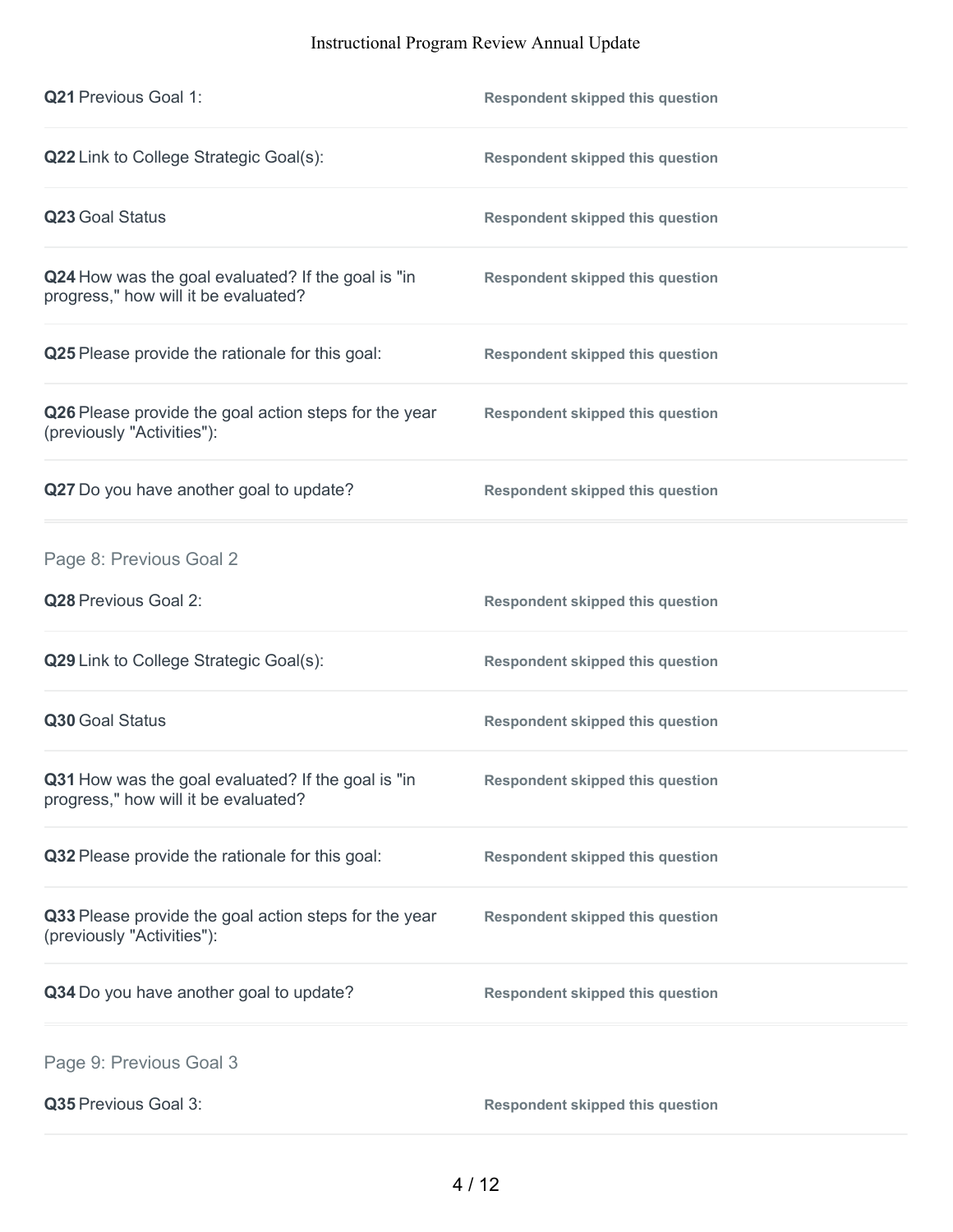| | |
|---|---|
| **Q21** Previous Goal 1: | **Respondent skipped this question** |
| **Q22** Link to College Strategic Goal(s): | **Respondent skipped this question** |
| **Q23** Goal Status | **Respondent skipped this question** |
| **Q24** How was the goal evaluated? If the goal is "in progress," how will it be evaluated? | **Respondent skipped this question** |
| **Q25** Please provide the rationale for this goal: | **Respondent skipped this question** |
| **Q26** Please provide the goal action steps for the year (previously "Activities"): | **Respondent skipped this question** |
| **Q27** Do you have another goal to update? | **Respondent skipped this question** |

## Page 8: Previous Goal 2

| | |
|---|---|
| **Q28** Previous Goal 2: | **Respondent skipped this question** |
| **Q29** Link to College Strategic Goal(s): | **Respondent skipped this question** |
| **Q30** Goal Status | **Respondent skipped this question** |
| **Q31** How was the goal evaluated? If the goal is "in progress," how will it be evaluated? | **Respondent skipped this question** |
| **Q32** Please provide the rationale for this goal: | **Respondent skipped this question** |
| **Q33** Please provide the goal action steps for the year (previously "Activities"): | **Respondent skipped this question** |
| **Q34** Do you have another goal to update? | **Respondent skipped this question** |

## Page 9: Previous Goal 3

| | |
|---|---|
| **Q35** Previous Goal 3: | **Respondent skipped this question** |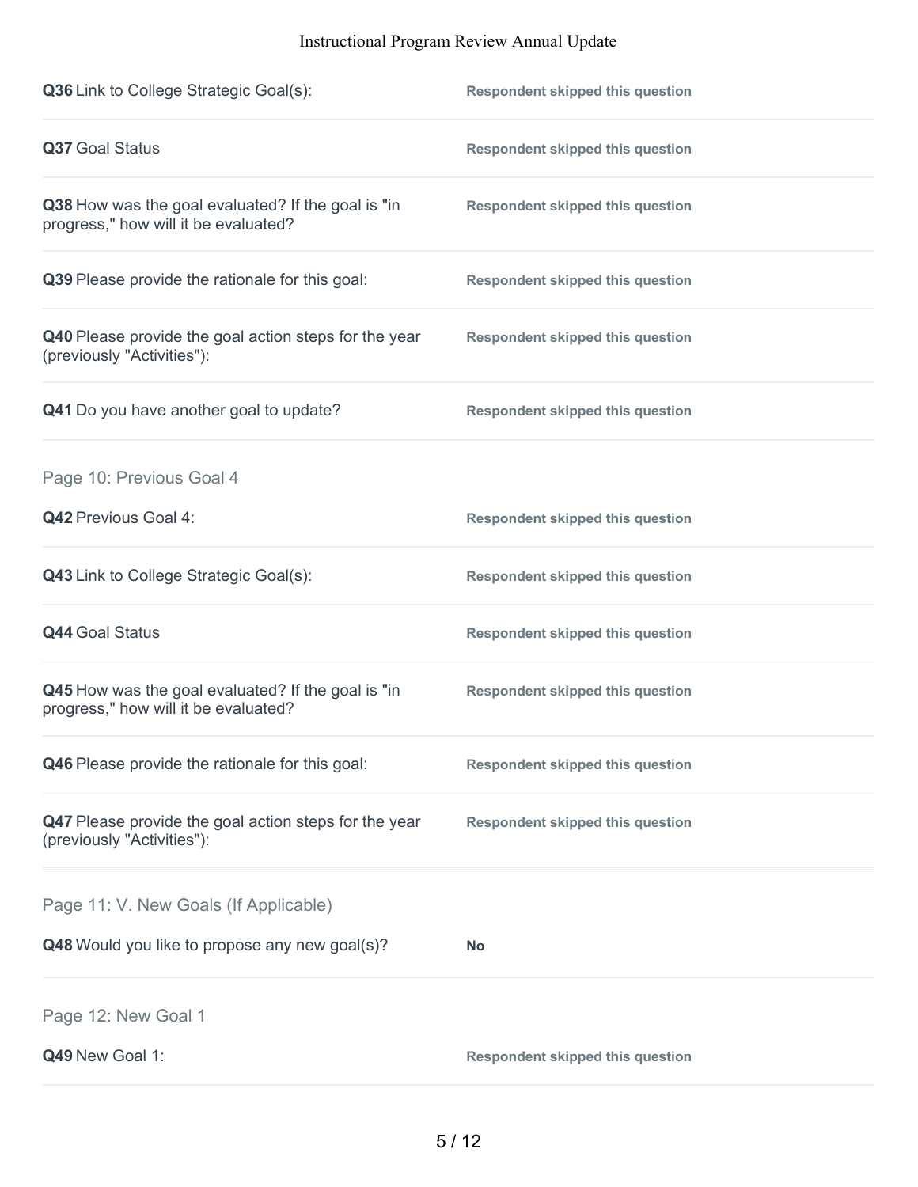**Q36** Link to College Strategic Goal(s): **Respondent skipped this question**

**Q37** Goal Status **Respondent skipped this question**

**Q38** How was the goal evaluated? If the goal is "in progress," how will it be evaluated? **Respondent skipped this question**

**Q39** Please provide the rationale for this goal: **Respondent skipped this question**

**Q40** Please provide the goal action steps for the year (previously "Activities"): **Respondent skipped this question**

**Q41** Do you have another goal to update? **Respondent skipped this question**

## Page 10: Previous Goal 4

**Q42** Previous Goal 4: **Respondent skipped this question**

**Q43** Link to College Strategic Goal(s): **Respondent skipped this question**

**Q44** Goal Status **Respondent skipped this question**

**Q45** How was the goal evaluated? If the goal is "in progress," how will it be evaluated? **Respondent skipped this question**

**Q46** Please provide the rationale for this goal: **Respondent skipped this question**

**Q47** Please provide the goal action steps for the year (previously "Activities"): **Respondent skipped this question**

## Page 11: V. New Goals (If Applicable)

**Q48** Would you like to propose any new goal(s)? **No**

## Page 12: New Goal 1

**Q49** New Goal 1: **Respondent skipped this question**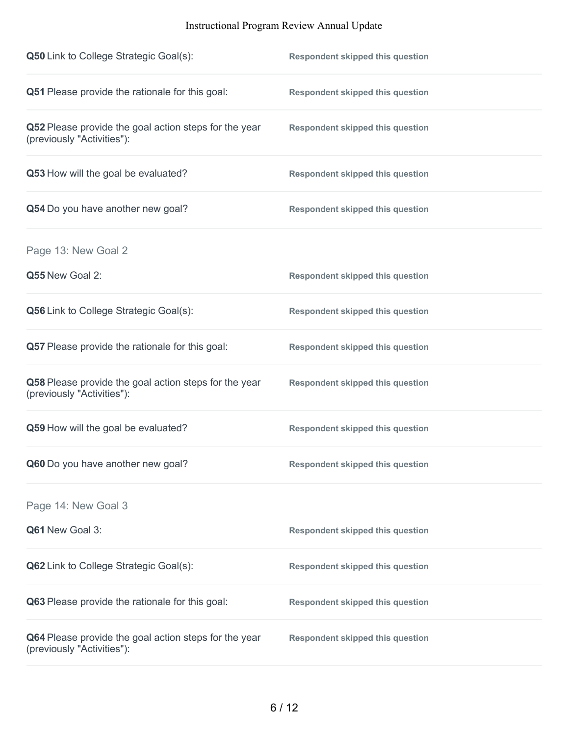**Q50** Link to College Strategic Goal(s): **Respondent skipped this question**

**Q51** Please provide the rationale for this goal: **Respondent skipped this question**

**Q52** Please provide the goal action steps for the year (previously "Activities"): **Respondent skipped this question**

**Q53** How will the goal be evaluated? **Respondent skipped this question**

**Q54** Do you have another new goal? **Respondent skipped this question**

## Page 13: New Goal 2

**Q55** New Goal 2: **Respondent skipped this question**

**Q56** Link to College Strategic Goal(s): **Respondent skipped this question**

**Q57** Please provide the rationale for this goal: **Respondent skipped this question**

**Q58** Please provide the goal action steps for the year (previously "Activities"): **Respondent skipped this question**

**Q59** How will the goal be evaluated? **Respondent skipped this question**

**Q60** Do you have another new goal? **Respondent skipped this question**

## Page 14: New Goal 3

**Q61** New Goal 3: **Respondent skipped this question**

**Q62** Link to College Strategic Goal(s): **Respondent skipped this question**

**Q63** Please provide the rationale for this goal: **Respondent skipped this question**

**Q64** Please provide the goal action steps for the year (previously "Activities"): **Respondent skipped this question**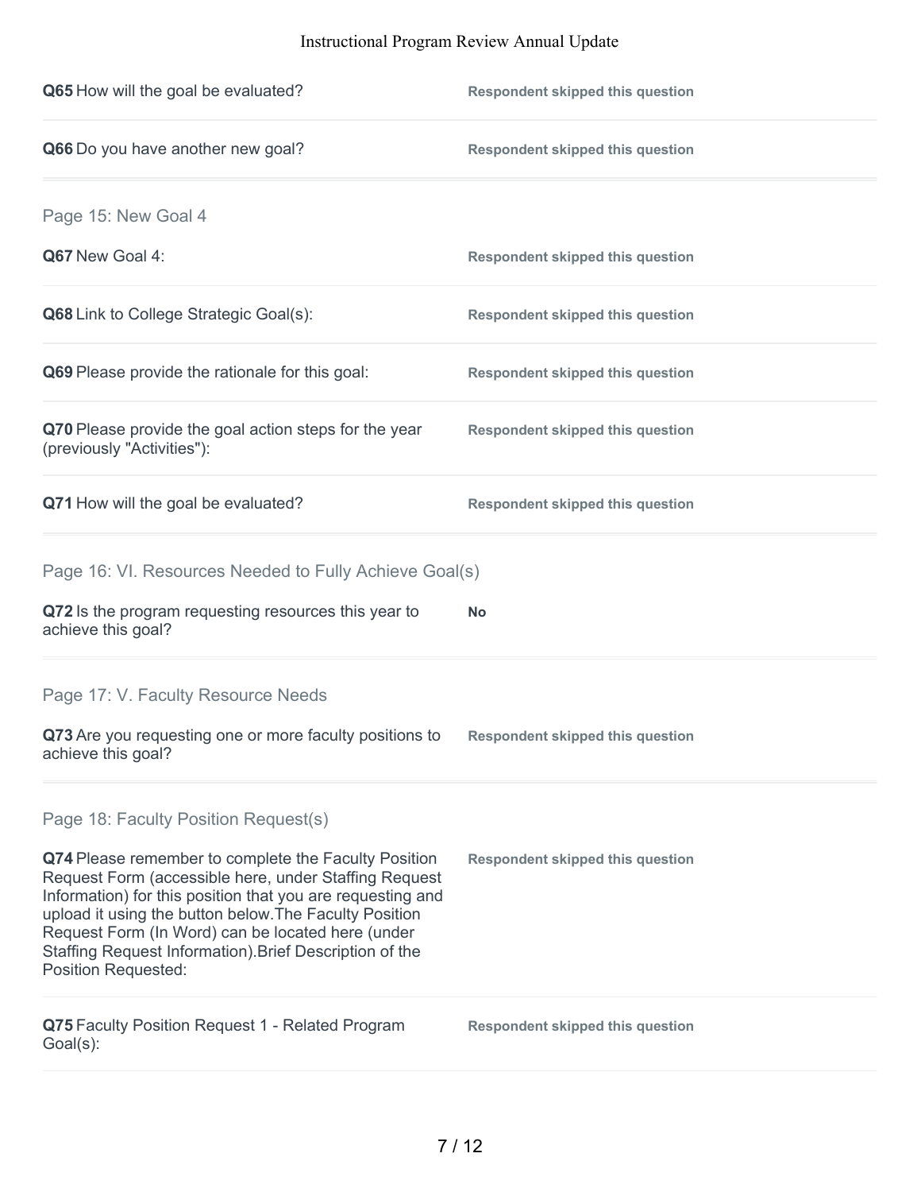**Q65** How will the goal be evaluated? **Respondent skipped this question**

**Q66** Do you have another new goal? **Respondent skipped this question**

## Page 15: New Goal 4

**Q67** New Goal 4: **Respondent skipped this question**

**Q68** Link to College Strategic Goal(s): **Respondent skipped this question**

**Q69** Please provide the rationale for this goal: **Respondent skipped this question**

**Q70** Please provide the goal action steps for the year (previously "Activities"): **Respondent skipped this question**

**Q71** How will the goal be evaluated? **Respondent skipped this question**

## Page 16: VI. Resources Needed to Fully Achieve Goal(s)

**Q72** Is the program requesting resources this year to achieve this goal? **No**

## Page 17: V. Faculty Resource Needs

**Q73** Are you requesting one or more faculty positions to achieve this goal? **Respondent skipped this question**

## Page 18: Faculty Position Request(s)

**Q74** Please remember to complete the Faculty Position Request Form (accessible here, under Staffing Request Information) for this position that you are requesting and upload it using the button below.The Faculty Position Request Form (In Word) can be located here (under Staffing Request Information).Brief Description of the Position Requested: **Respondent skipped this question**

**Q75** Faculty Position Request 1 - Related Program Goal(s): **Respondent skipped this question**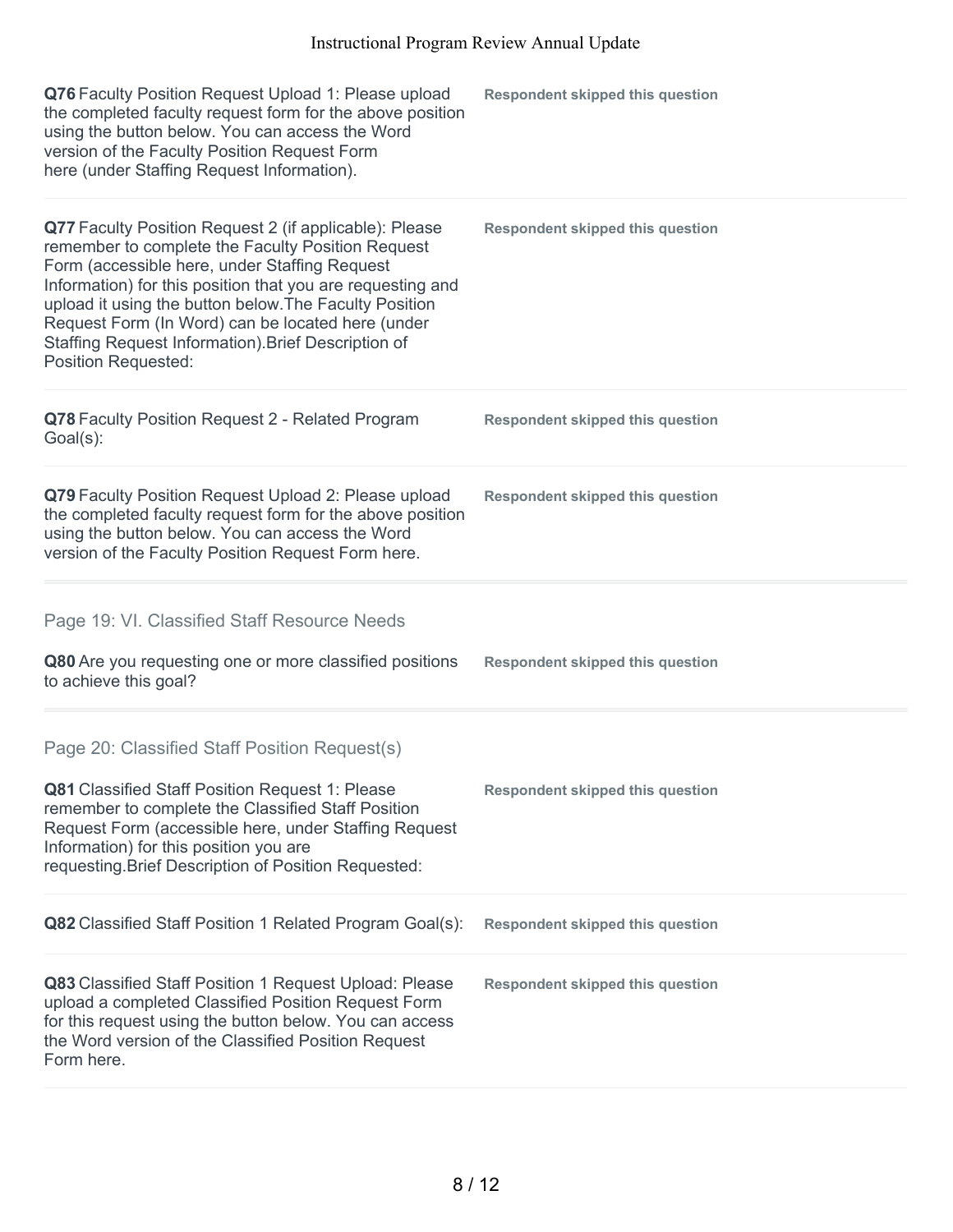**Q76** Faculty Position Request Upload 1: Please upload the completed faculty request form for the above position using the button below. You can access the Word version of the Faculty Position Request Form here (under Staffing Request Information).

**Respondent skipped this question**

**Q77** Faculty Position Request 2 (if applicable): Please remember to complete the Faculty Position Request Form (accessible here, under Staffing Request Information) for this position that you are requesting and upload it using the button below.The Faculty Position Request Form (In Word) can be located here (under Staffing Request Information).Brief Description of Position Requested:

**Respondent skipped this question**

**Q78** Faculty Position Request 2 - Related Program Goal(s):

**Respondent skipped this question**

**Q79** Faculty Position Request Upload 2: Please upload the completed faculty request form for the above position using the button below. You can access the Word version of the Faculty Position Request Form here.

**Respondent skipped this question**

## Page 19: VI. Classified Staff Resource Needs

**Q80** Are you requesting one or more classified positions to achieve this goal?

**Respondent skipped this question**

## Page 20: Classified Staff Position Request(s)

**Q81** Classified Staff Position Request 1: Please remember to complete the Classified Staff Position Request Form (accessible here, under Staffing Request Information) for this position you are requesting.Brief Description of Position Requested:

**Respondent skipped this question**

**Q82** Classified Staff Position 1 Related Program Goal(s):

**Respondent skipped this question**

**Q83** Classified Staff Position 1 Request Upload: Please upload a completed Classified Position Request Form for this request using the button below. You can access the Word version of the Classified Position Request Form here.

**Respondent skipped this question**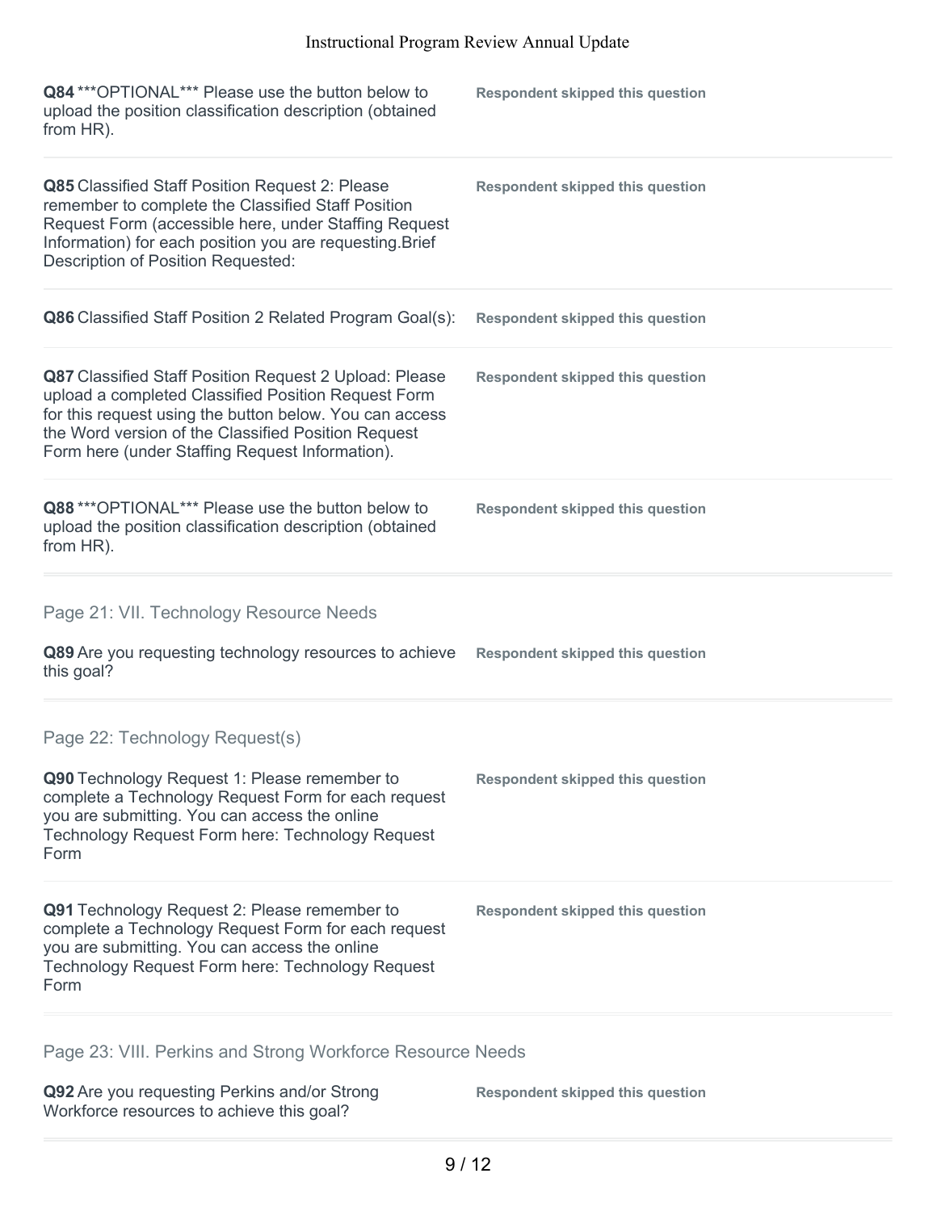**Q84** ***OPTIONAL*** Please use the button below to upload the position classification description (obtained from HR).

**Respondent skipped this question**

**Q85** Classified Staff Position Request 2: Please remember to complete the Classified Staff Position Request Form (accessible here, under Staffing Request Information) for each position you are requesting.Brief Description of Position Requested:

**Respondent skipped this question**

**Q86** Classified Staff Position 2 Related Program Goal(s):

**Respondent skipped this question**

**Q87** Classified Staff Position Request 2 Upload: Please upload a completed Classified Position Request Form for this request using the button below. You can access the Word version of the Classified Position Request Form here (under Staffing Request Information).

**Respondent skipped this question**

**Q88** ***OPTIONAL*** Please use the button below to upload the position classification description (obtained from HR).

**Respondent skipped this question**

## Page 21: VII. Technology Resource Needs

**Q89** Are you requesting technology resources to achieve this goal?

**Respondent skipped this question**

## Page 22: Technology Request(s)

**Q90** Technology Request 1: Please remember to complete a Technology Request Form for each request you are submitting. You can access the online Technology Request Form here: Technology Request Form

**Respondent skipped this question**

**Q91** Technology Request 2: Please remember to complete a Technology Request Form for each request you are submitting. You can access the online Technology Request Form here: Technology Request Form

**Respondent skipped this question**

## Page 23: VIII. Perkins and Strong Workforce Resource Needs

**Q92** Are you requesting Perkins and/or Strong Workforce resources to achieve this goal?

**Respondent skipped this question**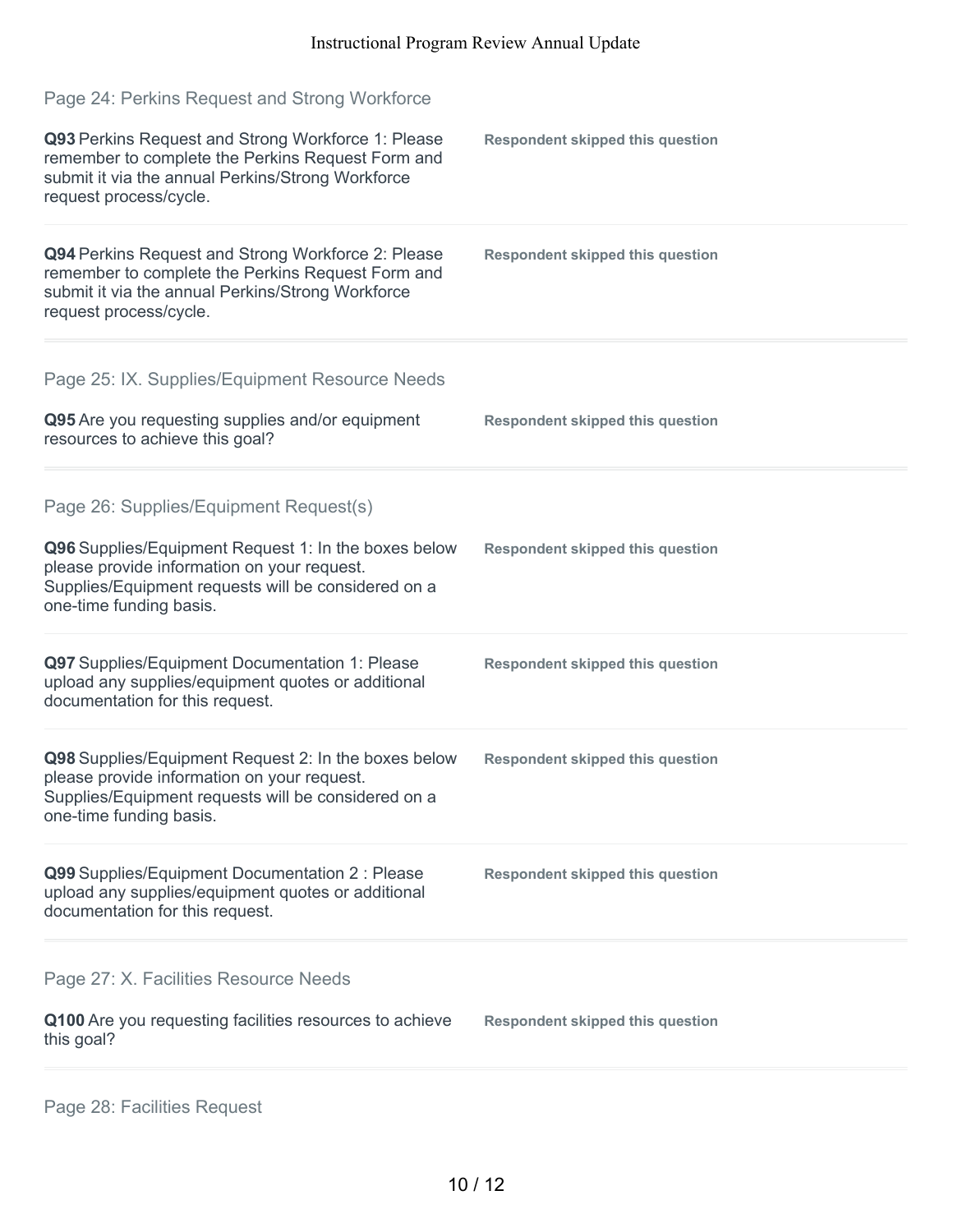## Page 24: Perkins Request and Strong Workforce

**Q93** Perkins Request and Strong Workforce 1: Please remember to complete the Perkins Request Form and submit it via the annual Perkins/Strong Workforce request process/cycle.

**Respondent skipped this question**

**Q94** Perkins Request and Strong Workforce 2: Please remember to complete the Perkins Request Form and submit it via the annual Perkins/Strong Workforce request process/cycle.

**Respondent skipped this question**

## Page 25: IX. Supplies/Equipment Resource Needs

**Q95** Are you requesting supplies and/or equipment resources to achieve this goal?

**Respondent skipped this question**

## Page 26: Supplies/Equipment Request(s)

**Q96** Supplies/Equipment Request 1: In the boxes below please provide information on your request. Supplies/Equipment requests will be considered on a one-time funding basis.

**Respondent skipped this question**

**Q97** Supplies/Equipment Documentation 1: Please upload any supplies/equipment quotes or additional documentation for this request.

**Respondent skipped this question**

**Q98** Supplies/Equipment Request 2: In the boxes below please provide information on your request. Supplies/Equipment requests will be considered on a one-time funding basis.

**Respondent skipped this question**

**Q99** Supplies/Equipment Documentation 2 : Please upload any supplies/equipment quotes or additional documentation for this request.

**Respondent skipped this question**

## Page 27: X. Facilities Resource Needs

**Q100** Are you requesting facilities resources to achieve this goal?

**Respondent skipped this question**

## Page 28: Facilities Request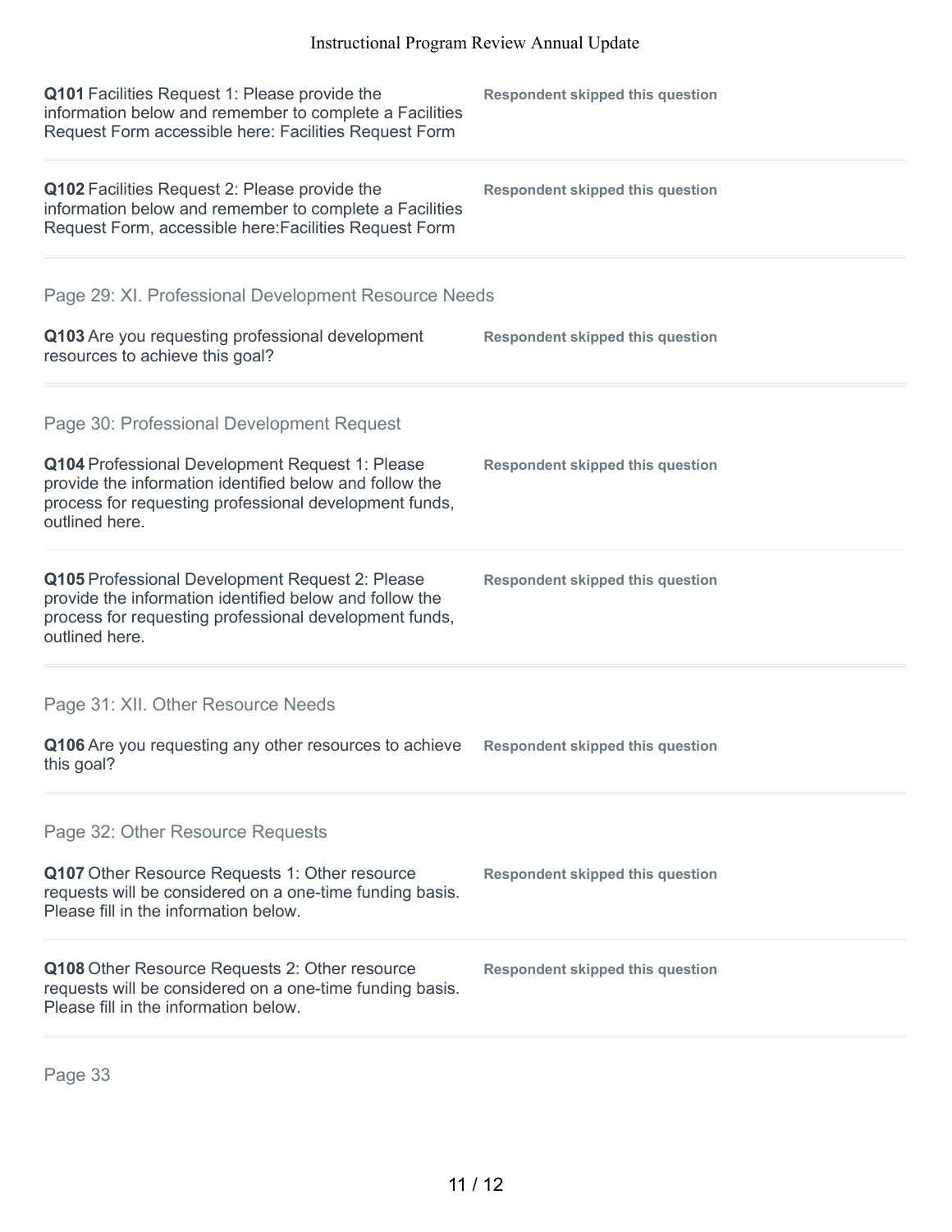**Q101** Facilities Request 1: Please provide the information below and remember to complete a Facilities Request Form accessible here: Facilities Request Form

**Respondent skipped this question**

**Q102** Facilities Request 2: Please provide the information below and remember to complete a Facilities Request Form, accessible here:Facilities Request Form

**Respondent skipped this question**

## Page 29: XI. Professional Development Resource Needs

**Q103** Are you requesting professional development resources to achieve this goal?

**Respondent skipped this question**

## Page 30: Professional Development Request

**Q104** Professional Development Request 1: Please provide the information identified below and follow the process for requesting professional development funds, outlined here.

**Respondent skipped this question**

**Q105** Professional Development Request 2: Please provide the information identified below and follow the process for requesting professional development funds, outlined here.

**Respondent skipped this question**

## Page 31: XII. Other Resource Needs

**Q106** Are you requesting any other resources to achieve this goal?

**Respondent skipped this question**

## Page 32: Other Resource Requests

**Q107** Other Resource Requests 1: Other resource requests will be considered on a one-time funding basis. Please fill in the information below.

**Respondent skipped this question**

**Q108** Other Resource Requests 2: Other resource requests will be considered on a one-time funding basis. Please fill in the information below.

**Respondent skipped this question**

## Page 33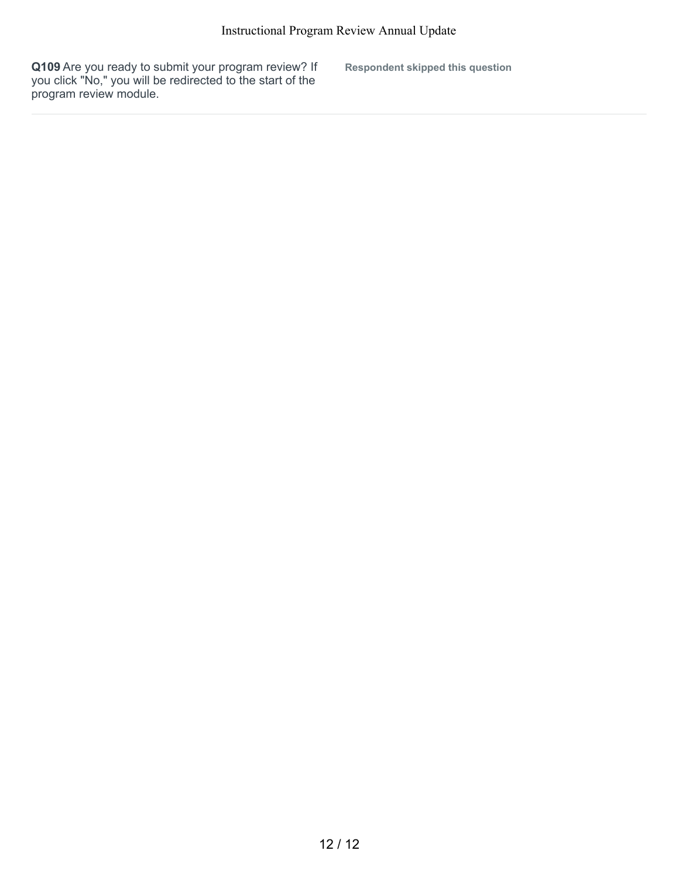**Q109** Are you ready to submit your program review? If you click "No," you will be redirected to the start of the program review module.

**Respondent skipped this question**